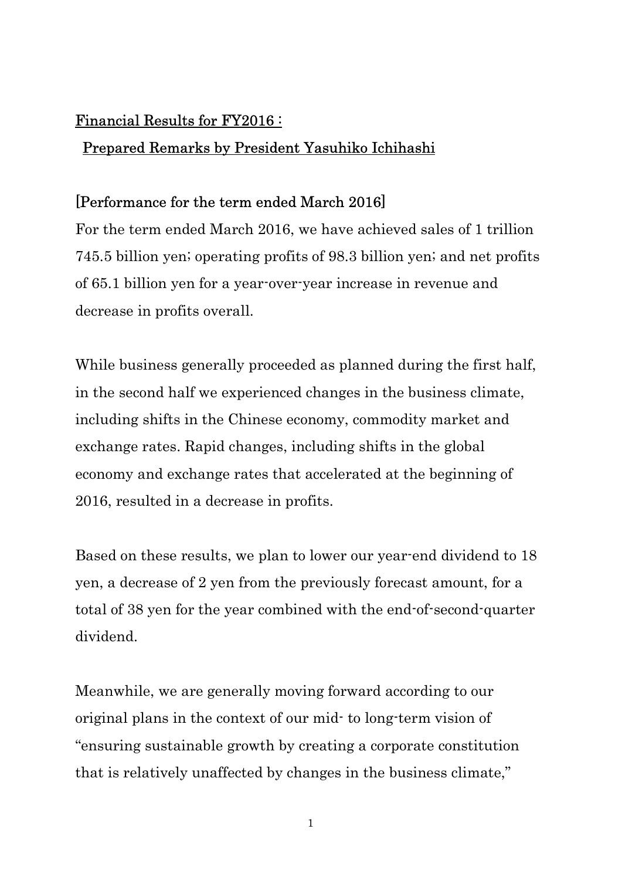## Financial Results for FY2016 :

## Prepared Remarks by President Yasuhiko Ichihashi

### [Performance for the term ended March 2016]

For the term ended March 2016, we have achieved sales of 1 trillion 745.5 billion yen; operating profits of 98.3 billion yen; and net profits of 65.1 billion yen for a year-over-year increase in revenue and decrease in profits overall.

While business generally proceeded as planned during the first half, in the second half we experienced changes in the business climate, including shifts in the Chinese economy, commodity market and exchange rates. Rapid changes, including shifts in the global economy and exchange rates that accelerated at the beginning of 2016, resulted in a decrease in profits.

Based on these results, we plan to lower our year-end dividend to 18 yen, a decrease of 2 yen from the previously forecast amount, for a total of 38 yen for the year combined with the end-of-second-quarter dividend.

Meanwhile, we are generally moving forward according to our original plans in the context of our mid- to long-term vision of "ensuring sustainable growth by creating a corporate constitution that is relatively unaffected by changes in the business climate,"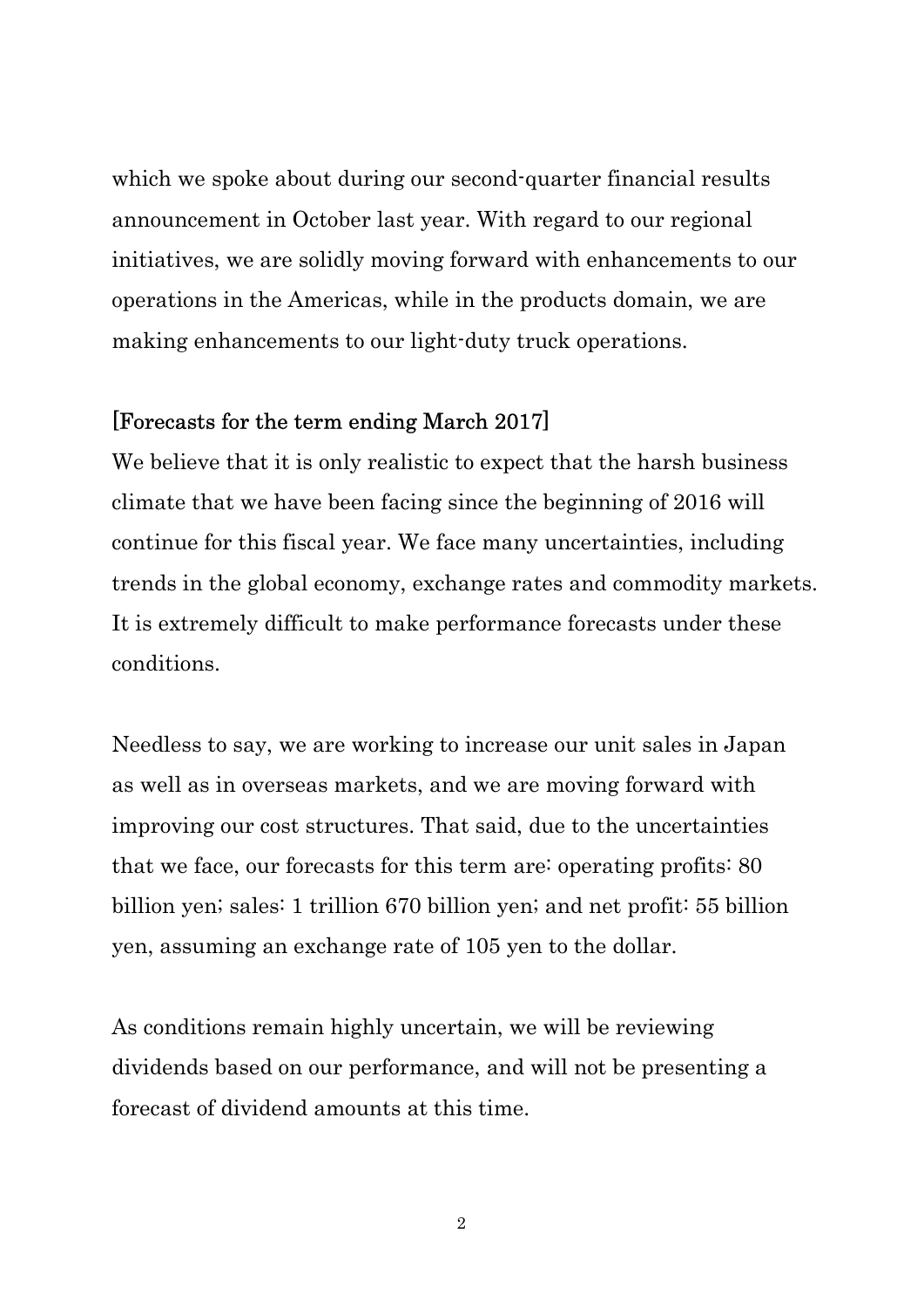which we spoke about during our second-quarter financial results announcement in October last year. With regard to our regional initiatives, we are solidly moving forward with enhancements to our operations in the Americas, while in the products domain, we are making enhancements to our light-duty truck operations.

[Forecasts for the term ending March 2017]

We believe that it is only realistic to expect that the harsh business climate that we have been facing since the beginning of 2016 will continue for this fiscal year. We face many uncertainties, including trends in the global economy, exchange rates and commodity markets. It is extremely difficult to make performance forecasts under these conditions.

Needless to say, we are working to increase our unit sales in Japan as well as in overseas markets, and we are moving forward with improving our cost structures. That said, due to the uncertainties that we face, our forecasts for this term are: operating profits: 80 billion yen; sales: 1 trillion 670 billion yen; and net profit: 55 billion yen, assuming an exchange rate of 105 yen to the dollar.

As conditions remain highly uncertain, we will be reviewing dividends based on our performance, and will not be presenting a forecast of dividend amounts at this time.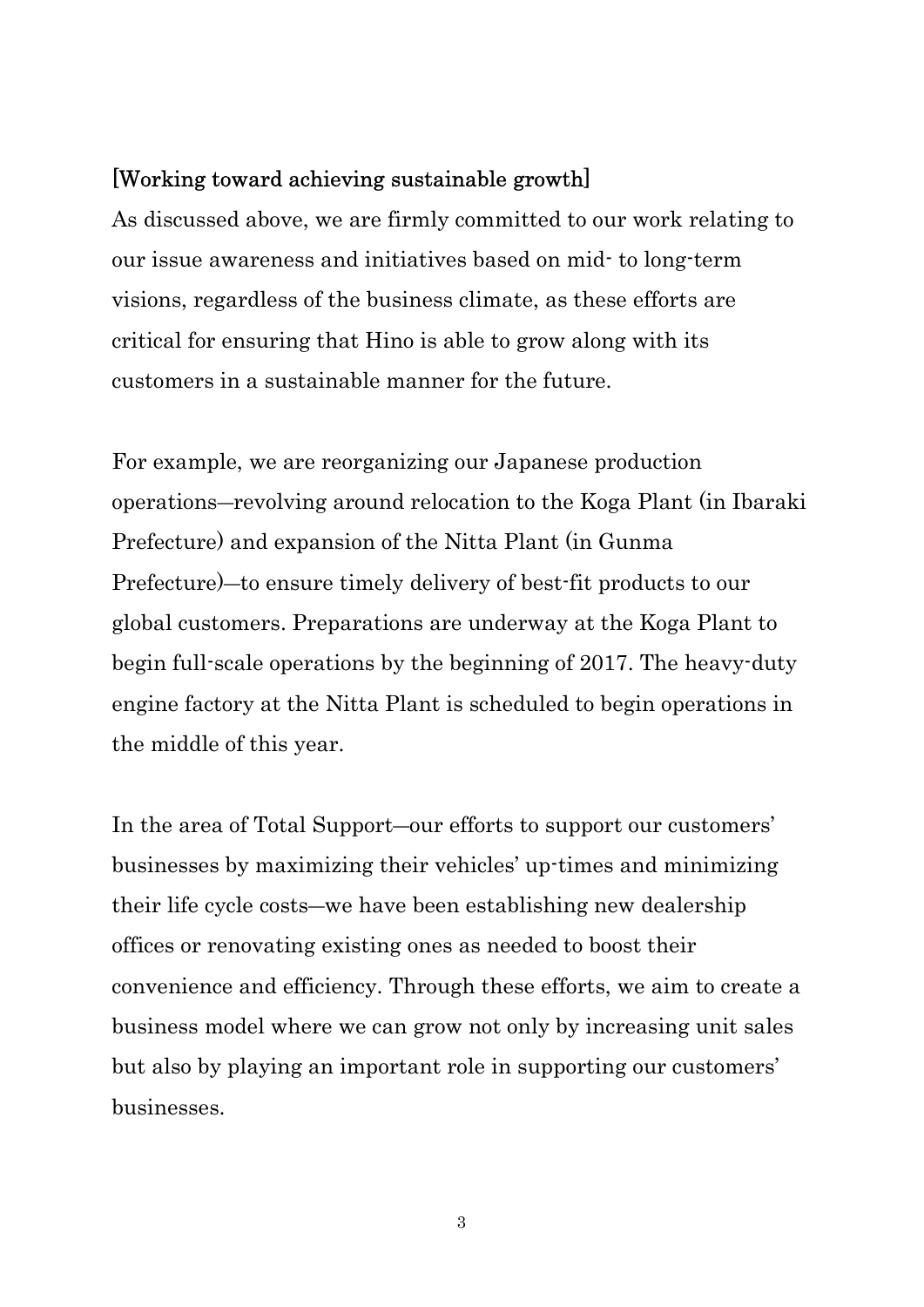[Working toward achieving sustainable growth]

As discussed above, we are firmly committed to our work relating to our issue awareness and initiatives based on mid- to long-term visions, regardless of the business climate, as these efforts are critical for ensuring that Hino is able to grow along with its customers in a sustainable manner for the future.

For example, we are reorganizing our Japanese production operations—revolving around relocation to the Koga Plant (in Ibaraki Prefecture) and expansion of the Nitta Plant (in Gunma Prefecture)—to ensure timely delivery of best-fit products to our global customers. Preparations are underway at the Koga Plant to begin full-scale operations by the beginning of 2017. The heavy-duty engine factory at the Nitta Plant is scheduled to begin operations in the middle of this year.

In the area of Total Support—our efforts to support our customers' businesses by maximizing their vehicles' up-times and minimizing their life cycle costs—we have been establishing new dealership offices or renovating existing ones as needed to boost their convenience and efficiency. Through these efforts, we aim to create a business model where we can grow not only by increasing unit sales but also by playing an important role in supporting our customers' businesses.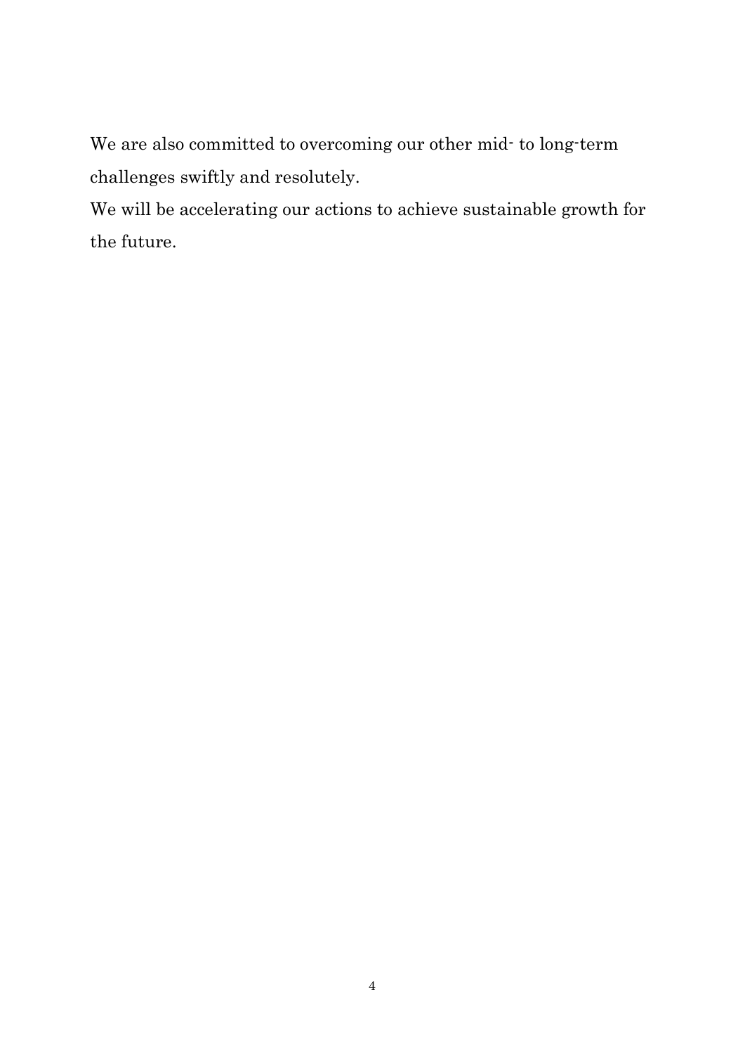We are also committed to overcoming our other mid- to long-term challenges swiftly and resolutely.
We will be accelerating our actions to achieve sustainable growth for the future.